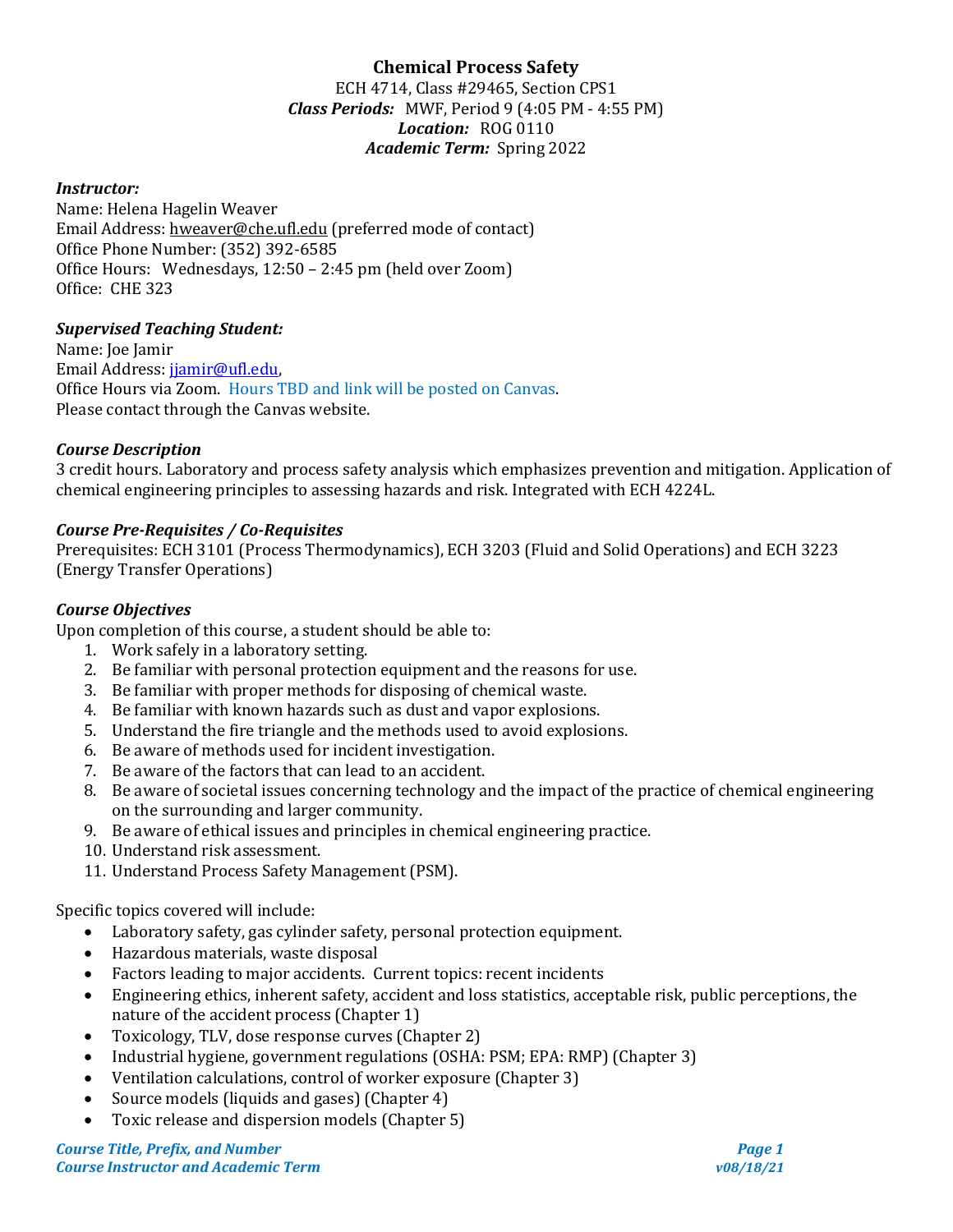# Chemical Process Safety

ECH 4714, Class #29465, Section CPS1
***Class Periods:*** MWF, Period 9 (4:05 PM - 4:55 PM)
***Location:*** ROG 0110
***Academic Term:*** Spring 2022

***Instructor:***
Name: Helena Hagelin Weaver
Email Address: hweaver@che.ufl.edu (preferred mode of contact)
Office Phone Number: (352) 392-6585
Office Hours: Wednesdays, 12:50 – 2:45 pm (held over Zoom)
Office: CHE 323

***Supervised Teaching Student:***
Name: Joe Jamir
Email Address: jjamir@ufl.edu,
Office Hours via Zoom. Hours TBD and link will be posted on Canvas.
Please contact through the Canvas website.

***Course Description***
3 credit hours. Laboratory and process safety analysis which emphasizes prevention and mitigation. Application of chemical engineering principles to assessing hazards and risk. Integrated with ECH 4224L.

***Course Pre-Requisites / Co-Requisites***
Prerequisites: ECH 3101 (Process Thermodynamics), ECH 3203 (Fluid and Solid Operations) and ECH 3223 (Energy Transfer Operations)

***Course Objectives***
Upon completion of this course, a student should be able to:

1. Work safely in a laboratory setting.
2. Be familiar with personal protection equipment and the reasons for use.
3. Be familiar with proper methods for disposing of chemical waste.
4. Be familiar with known hazards such as dust and vapor explosions.
5. Understand the fire triangle and the methods used to avoid explosions.
6. Be aware of methods used for incident investigation.
7. Be aware of the factors that can lead to an accident.
8. Be aware of societal issues concerning technology and the impact of the practice of chemical engineering on the surrounding and larger community.
9. Be aware of ethical issues and principles in chemical engineering practice.
10. Understand risk assessment.
11. Understand Process Safety Management (PSM).

Specific topics covered will include:

- Laboratory safety, gas cylinder safety, personal protection equipment.
- Hazardous materials, waste disposal
- Factors leading to major accidents. Current topics: recent incidents
- Engineering ethics, inherent safety, accident and loss statistics, acceptable risk, public perceptions, the nature of the accident process (Chapter 1)
- Toxicology, TLV, dose response curves (Chapter 2)
- Industrial hygiene, government regulations (OSHA: PSM; EPA: RMP) (Chapter 3)
- Ventilation calculations, control of worker exposure (Chapter 3)
- Source models (liquids and gases) (Chapter 4)
- Toxic release and dispersion models (Chapter 5)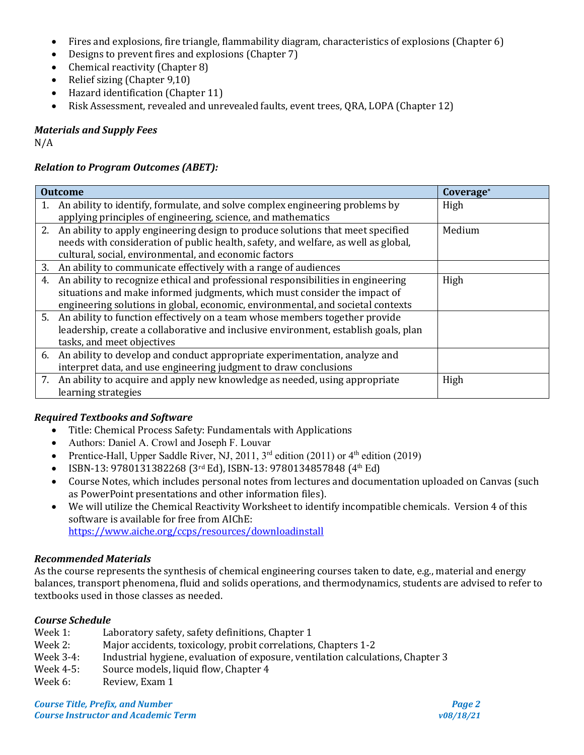- Fires and explosions, fire triangle, flammability diagram, characteristics of explosions (Chapter 6)
- Designs to prevent fires and explosions (Chapter 7)
- Chemical reactivity (Chapter 8)
- Relief sizing (Chapter 9,10)
- Hazard identification (Chapter 11)
- Risk Assessment, revealed and unrevealed faults, event trees, QRA, LOPA (Chapter 12)

### *Materials and Supply Fees*

N/A

### *Relation to Program Outcomes (ABET):*

| Outcome | Coverage* |
|---|---|
| 1. An ability to identify, formulate, and solve complex engineering problems by applying principles of engineering, science, and mathematics | High |
| 2. An ability to apply engineering design to produce solutions that meet specified needs with consideration of public health, safety, and welfare, as well as global, cultural, social, environmental, and economic factors | Medium |
| 3. An ability to communicate effectively with a range of audiences | |
| 4. An ability to recognize ethical and professional responsibilities in engineering situations and make informed judgments, which must consider the impact of engineering solutions in global, economic, environmental, and societal contexts | High |
| 5. An ability to function effectively on a team whose members together provide leadership, create a collaborative and inclusive environment, establish goals, plan tasks, and meet objectives | |
| 6. An ability to develop and conduct appropriate experimentation, analyze and interpret data, and use engineering judgment to draw conclusions | |
| 7. An ability to acquire and apply new knowledge as needed, using appropriate learning strategies | High |

### *Required Textbooks and Software*

- Title: Chemical Process Safety: Fundamentals with Applications
- Authors: Daniel A. Crowl and Joseph F. Louvar
- Prentice-Hall, Upper Saddle River, NJ, 2011, 3rd edition (2011) or 4th edition (2019)
- ISBN-13: 9780131382268 (3rd Ed), ISBN-13: 9780134857848 (4th Ed)
- Course Notes, which includes personal notes from lectures and documentation uploaded on Canvas (such as PowerPoint presentations and other information files).
- We will utilize the Chemical Reactivity Worksheet to identify incompatible chemicals. Version 4 of this software is available for free from AIChE: https://www.aiche.org/ccps/resources/downloadinstall

### *Recommended Materials*

As the course represents the synthesis of chemical engineering courses taken to date, e.g., material and energy balances, transport phenomena, fluid and solids operations, and thermodynamics, students are advised to refer to textbooks used in those classes as needed.

### *Course Schedule*

Week 1: Laboratory safety, safety definitions, Chapter 1
Week 2: Major accidents, toxicology, probit correlations, Chapters 1-2
Week 3-4: Industrial hygiene, evaluation of exposure, ventilation calculations, Chapter 3
Week 4-5: Source models, liquid flow, Chapter 4
Week 6: Review, Exam 1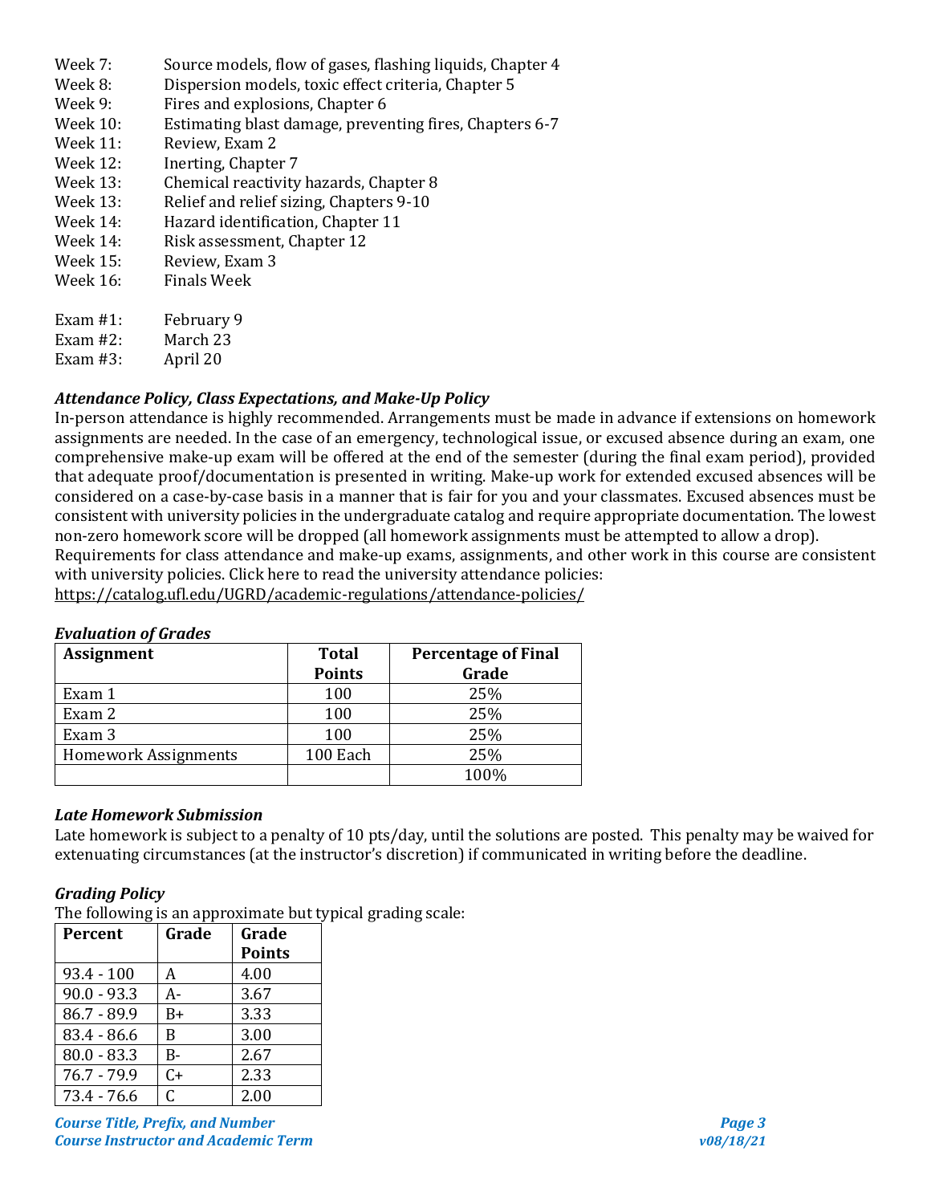Week 7: Source models, flow of gases, flashing liquids, Chapter 4
Week 8: Dispersion models, toxic effect criteria, Chapter 5
Week 9: Fires and explosions, Chapter 6
Week 10: Estimating blast damage, preventing fires, Chapters 6-7
Week 11: Review, Exam 2
Week 12: Inerting, Chapter 7
Week 13: Chemical reactivity hazards, Chapter 8
Week 13: Relief and relief sizing, Chapters 9-10
Week 14: Hazard identification, Chapter 11
Week 14: Risk assessment, Chapter 12
Week 15: Review, Exam 3
Week 16: Finals Week

Exam #1: February 9
Exam #2: March 23
Exam #3: April 20

### *Attendance Policy, Class Expectations, and Make-Up Policy*

In-person attendance is highly recommended. Arrangements must be made in advance if extensions on homework assignments are needed. In the case of an emergency, technological issue, or excused absence during an exam, one comprehensive make-up exam will be offered at the end of the semester (during the final exam period), provided that adequate proof/documentation is presented in writing. Make-up work for extended excused absences will be considered on a case-by-case basis in a manner that is fair for you and your classmates. Excused absences must be consistent with university policies in the undergraduate catalog and require appropriate documentation. The lowest non-zero homework score will be dropped (all homework assignments must be attempted to allow a drop).
Requirements for class attendance and make-up exams, assignments, and other work in this course are consistent with university policies. Click here to read the university attendance policies:
https://catalog.ufl.edu/UGRD/academic-regulations/attendance-policies/

### *Evaluation of Grades*

| Assignment | Total Points | Percentage of Final Grade |
|---|---|---|
| Exam 1 | 100 | 25% |
| Exam 2 | 100 | 25% |
| Exam 3 | 100 | 25% |
| Homework Assignments | 100 Each | 25% |
| | | 100% |

### *Late Homework Submission*

Late homework is subject to a penalty of 10 pts/day, until the solutions are posted. This penalty may be waived for extenuating circumstances (at the instructor's discretion) if communicated in writing before the deadline.

### *Grading Policy*

The following is an approximate but typical grading scale:

| Percent | Grade | Grade Points |
|---|---|---|
| 93.4 - 100 | A | 4.00 |
| 90.0 - 93.3 | A- | 3.67 |
| 86.7 - 89.9 | B+ | 3.33 |
| 83.4 - 86.6 | B | 3.00 |
| 80.0 - 83.3 | B- | 2.67 |
| 76.7 - 79.9 | C+ | 2.33 |
| 73.4 - 76.6 | C | 2.00 |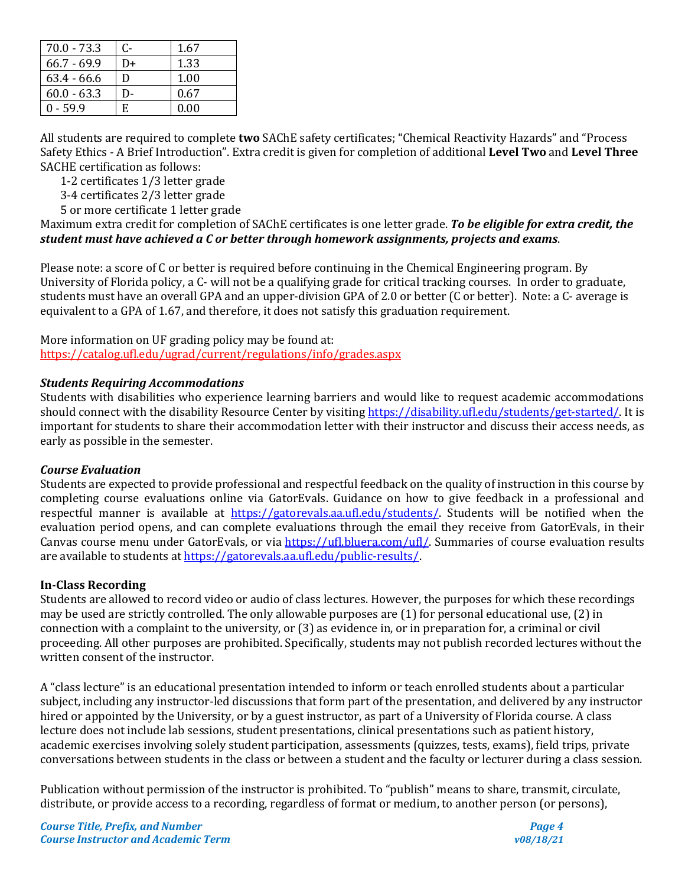| 70.0 - 73.3 | C- | 1.67 |
|---|---|---|
| 66.7 - 69.9 | D+ | 1.33 |
| 63.4 - 66.6 | D | 1.00 |
| 60.0 - 63.3 | D- | 0.67 |
| 0 - 59.9 | E | 0.00 |

All students are required to complete **two** SAChE safety certificates; "Chemical Reactivity Hazards" and "Process Safety Ethics - A Brief Introduction". Extra credit is given for completion of additional **Level Two** and **Level Three** SACHE certification as follows:

1-2 certificates 1/3 letter grade
3-4 certificates 2/3 letter grade
5 or more certificate 1 letter grade

Maximum extra credit for completion of SAChE certificates is one letter grade. ***To be eligible for extra credit, the student must have achieved a C or better through homework assignments, projects and exams***.

Please note: a score of C or better is required before continuing in the Chemical Engineering program. By University of Florida policy, a C- will not be a qualifying grade for critical tracking courses. In order to graduate, students must have an overall GPA and an upper-division GPA of 2.0 or better (C or better). Note: a C- average is equivalent to a GPA of 1.67, and therefore, it does not satisfy this graduation requirement.

More information on UF grading policy may be found at:
https://catalog.ufl.edu/ugrad/current/regulations/info/grades.aspx

### *Students Requiring Accommodations*

Students with disabilities who experience learning barriers and would like to request academic accommodations should connect with the disability Resource Center by visiting https://disability.ufl.edu/students/get-started/. It is important for students to share their accommodation letter with their instructor and discuss their access needs, as early as possible in the semester.

### *Course Evaluation*

Students are expected to provide professional and respectful feedback on the quality of instruction in this course by completing course evaluations online via GatorEvals. Guidance on how to give feedback in a professional and respectful manner is available at https://gatorevals.aa.ufl.edu/students/. Students will be notified when the evaluation period opens, and can complete evaluations through the email they receive from GatorEvals, in their Canvas course menu under GatorEvals, or via https://ufl.bluera.com/ufl/. Summaries of course evaluation results are available to students at https://gatorevals.aa.ufl.edu/public-results/.

### In-Class Recording

Students are allowed to record video or audio of class lectures. However, the purposes for which these recordings may be used are strictly controlled. The only allowable purposes are (1) for personal educational use, (2) in connection with a complaint to the university, or (3) as evidence in, or in preparation for, a criminal or civil proceeding. All other purposes are prohibited. Specifically, students may not publish recorded lectures without the written consent of the instructor.

A "class lecture" is an educational presentation intended to inform or teach enrolled students about a particular subject, including any instructor-led discussions that form part of the presentation, and delivered by any instructor hired or appointed by the University, or by a guest instructor, as part of a University of Florida course. A class lecture does not include lab sessions, student presentations, clinical presentations such as patient history, academic exercises involving solely student participation, assessments (quizzes, tests, exams), field trips, private conversations between students in the class or between a student and the faculty or lecturer during a class session.

Publication without permission of the instructor is prohibited. To "publish" means to share, transmit, circulate, distribute, or provide access to a recording, regardless of format or medium, to another person (or persons),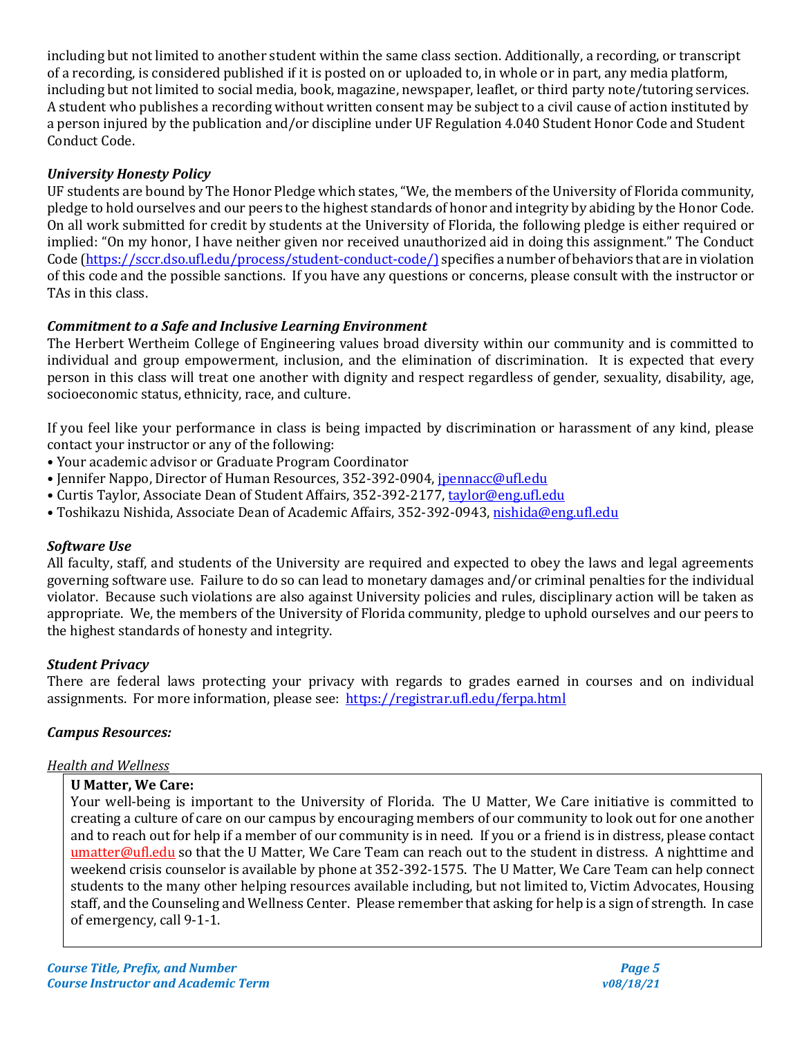including but not limited to another student within the same class section. Additionally, a recording, or transcript of a recording, is considered published if it is posted on or uploaded to, in whole or in part, any media platform, including but not limited to social media, book, magazine, newspaper, leaflet, or third party note/tutoring services. A student who publishes a recording without written consent may be subject to a civil cause of action instituted by a person injured by the publication and/or discipline under UF Regulation 4.040 Student Honor Code and Student Conduct Code.

### *University Honesty Policy*

UF students are bound by The Honor Pledge which states, "We, the members of the University of Florida community, pledge to hold ourselves and our peers to the highest standards of honor and integrity by abiding by the Honor Code. On all work submitted for credit by students at the University of Florida, the following pledge is either required or implied: "On my honor, I have neither given nor received unauthorized aid in doing this assignment." The Conduct Code (https://sccr.dso.ufl.edu/process/student-conduct-code/) specifies a number of behaviors that are in violation of this code and the possible sanctions. If you have any questions or concerns, please consult with the instructor or TAs in this class.

### *Commitment to a Safe and Inclusive Learning Environment*

The Herbert Wertheim College of Engineering values broad diversity within our community and is committed to individual and group empowerment, inclusion, and the elimination of discrimination. It is expected that every person in this class will treat one another with dignity and respect regardless of gender, sexuality, disability, age, socioeconomic status, ethnicity, race, and culture.

If you feel like your performance in class is being impacted by discrimination or harassment of any kind, please contact your instructor or any of the following:

- Your academic advisor or Graduate Program Coordinator
- Jennifer Nappo, Director of Human Resources, 352-392-0904, jpennacc@ufl.edu
- Curtis Taylor, Associate Dean of Student Affairs, 352-392-2177, taylor@eng.ufl.edu
- Toshikazu Nishida, Associate Dean of Academic Affairs, 352-392-0943, nishida@eng.ufl.edu

### *Software Use*

All faculty, staff, and students of the University are required and expected to obey the laws and legal agreements governing software use. Failure to do so can lead to monetary damages and/or criminal penalties for the individual violator. Because such violations are also against University policies and rules, disciplinary action will be taken as appropriate. We, the members of the University of Florida community, pledge to uphold ourselves and our peers to the highest standards of honesty and integrity.

### *Student Privacy*

There are federal laws protecting your privacy with regards to grades earned in courses and on individual assignments. For more information, please see: https://registrar.ufl.edu/ferpa.html

### *Campus Resources:*

*Health and Wellness*

**U Matter, We Care:**
Your well-being is important to the University of Florida. The U Matter, We Care initiative is committed to creating a culture of care on our campus by encouraging members of our community to look out for one another and to reach out for help if a member of our community is in need. If you or a friend is in distress, please contact umatter@ufl.edu so that the U Matter, We Care Team can reach out to the student in distress. A nighttime and weekend crisis counselor is available by phone at 352-392-1575. The U Matter, We Care Team can help connect students to the many other helping resources available including, but not limited to, Victim Advocates, Housing staff, and the Counseling and Wellness Center. Please remember that asking for help is a sign of strength. In case of emergency, call 9-1-1.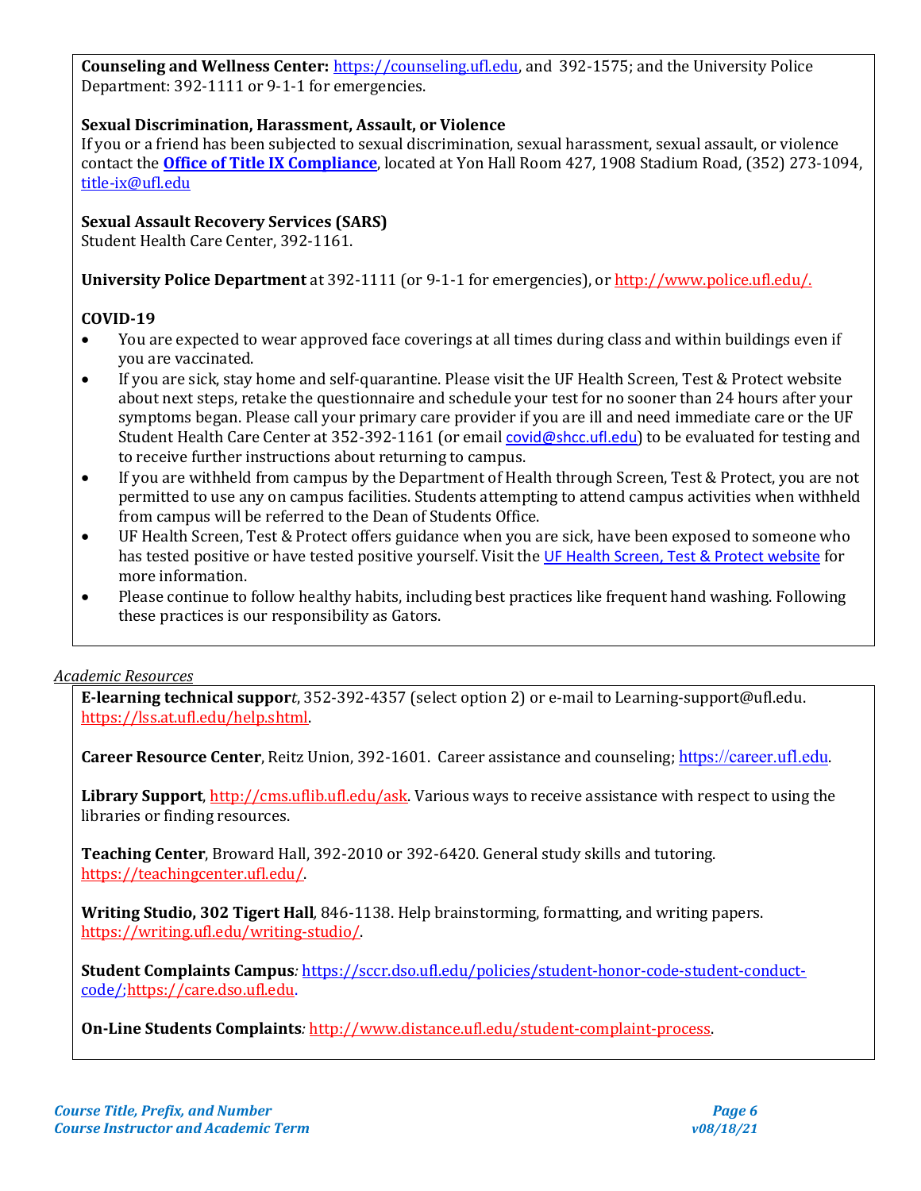**Counseling and Wellness Center:** https://counseling.ufl.edu, and 392-1575; and the University Police Department: 392-1111 or 9-1-1 for emergencies.

**Sexual Discrimination, Harassment, Assault, or Violence**
If you or a friend has been subjected to sexual discrimination, sexual harassment, sexual assault, or violence contact the **Office of Title IX Compliance**, located at Yon Hall Room 427, 1908 Stadium Road, (352) 273-1094, title-ix@ufl.edu

**Sexual Assault Recovery Services (SARS)**
Student Health Care Center, 392-1161.

**University Police Department** at 392-1111 (or 9-1-1 for emergencies), or http://www.police.ufl.edu/.

**COVID-19**

- You are expected to wear approved face coverings at all times during class and within buildings even if you are vaccinated.
- If you are sick, stay home and self-quarantine. Please visit the UF Health Screen, Test & Protect website about next steps, retake the questionnaire and schedule your test for no sooner than 24 hours after your symptoms began. Please call your primary care provider if you are ill and need immediate care or the UF Student Health Care Center at 352-392-1161 (or email covid@shcc.ufl.edu) to be evaluated for testing and to receive further instructions about returning to campus.
- If you are withheld from campus by the Department of Health through Screen, Test & Protect, you are not permitted to use any on campus facilities. Students attempting to attend campus activities when withheld from campus will be referred to the Dean of Students Office.
- UF Health Screen, Test & Protect offers guidance when you are sick, have been exposed to someone who has tested positive or have tested positive yourself. Visit the UF Health Screen, Test & Protect website for more information.
- Please continue to follow healthy habits, including best practices like frequent hand washing. Following these practices is our responsibility as Gators.

*Academic Resources*

**E-learning technical suppor***t*, 352-392-4357 (select option 2) or e-mail to Learning-support@ufl.edu. https://lss.at.ufl.edu/help.shtml.

**Career Resource Center**, Reitz Union, 392-1601. Career assistance and counseling; https://career.ufl.edu.

**Library Support**, http://cms.uflib.ufl.edu/ask. Various ways to receive assistance with respect to using the libraries or finding resources.

**Teaching Center**, Broward Hall, 392-2010 or 392-6420. General study skills and tutoring. https://teachingcenter.ufl.edu/.

**Writing Studio, 302 Tigert Hall***,* 846-1138. Help brainstorming, formatting, and writing papers. https://writing.ufl.edu/writing-studio/.

**Student Complaints Campus***:* https://sccr.dso.ufl.edu/policies/student-honor-code-student-conduct-code/;https://care.dso.ufl.edu.

**On-Line Students Complaints***:* http://www.distance.ufl.edu/student-complaint-process.